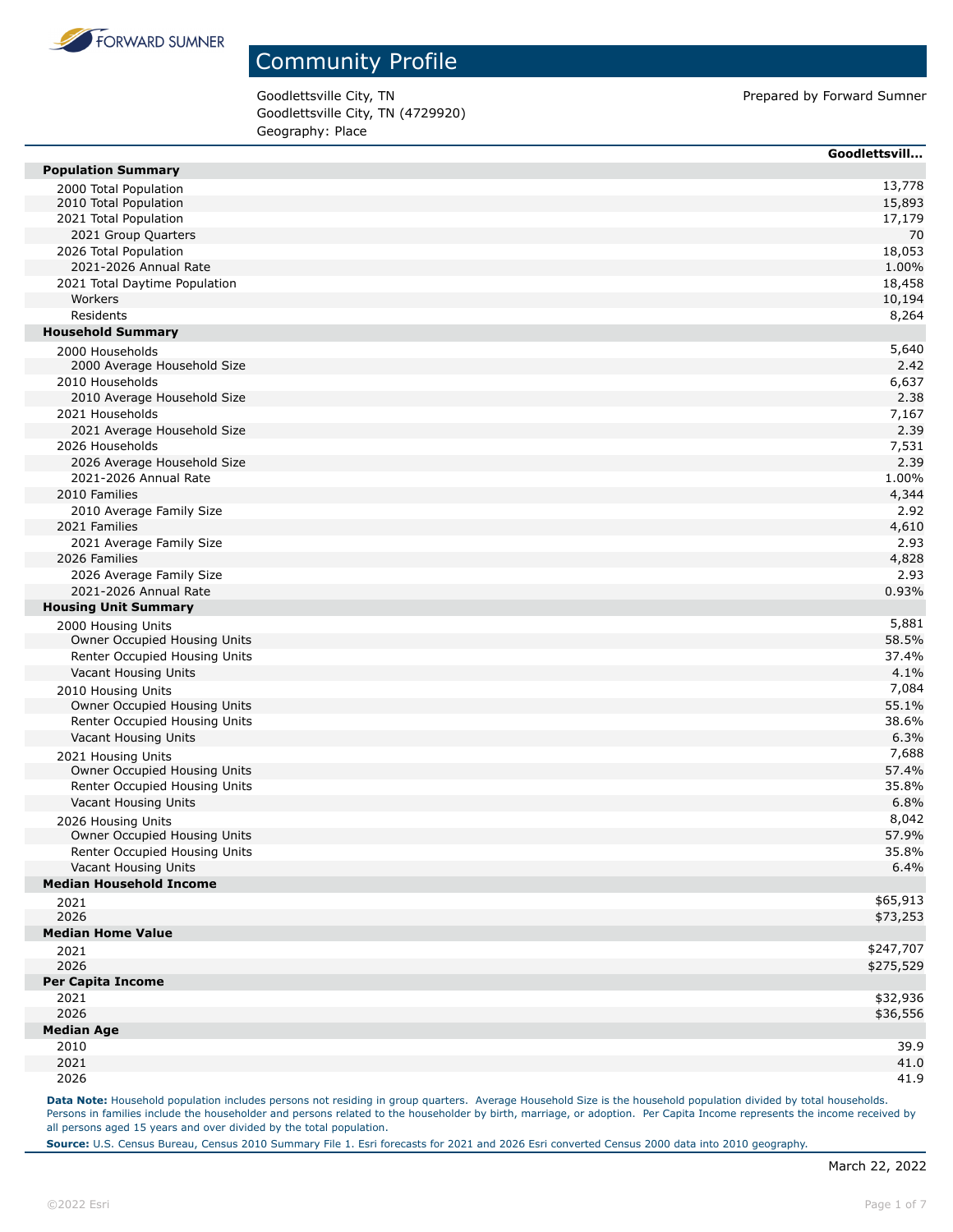# Community Profile

Goodlettsville City, TN
Goodlettsville City, TN (4729920)
Geography: Place

Prepared by Forward Sumner

| | Goodlettsvill... |
|---|---|
| **Population Summary** | |
| 2000 Total Population | 13,778 |
| 2010 Total Population | 15,893 |
| 2021 Total Population | 17,179 |
| 2021 Group Quarters | 70 |
| 2026 Total Population | 18,053 |
| 2021-2026 Annual Rate | 1.00% |
| 2021 Total Daytime Population | 18,458 |
| Workers | 10,194 |
| Residents | 8,264 |
| **Household Summary** | |
| 2000 Households | 5,640 |
| 2000 Average Household Size | 2.42 |
| 2010 Households | 6,637 |
| 2010 Average Household Size | 2.38 |
| 2021 Households | 7,167 |
| 2021 Average Household Size | 2.39 |
| 2026 Households | 7,531 |
| 2026 Average Household Size | 2.39 |
| 2021-2026 Annual Rate | 1.00% |
| 2010 Families | 4,344 |
| 2010 Average Family Size | 2.92 |
| 2021 Families | 4,610 |
| 2021 Average Family Size | 2.93 |
| 2026 Families | 4,828 |
| 2026 Average Family Size | 2.93 |
| 2021-2026 Annual Rate | 0.93% |
| **Housing Unit Summary** | |
| 2000 Housing Units | 5,881 |
| Owner Occupied Housing Units | 58.5% |
| Renter Occupied Housing Units | 37.4% |
| Vacant Housing Units | 4.1% |
| 2010 Housing Units | 7,084 |
| Owner Occupied Housing Units | 55.1% |
| Renter Occupied Housing Units | 38.6% |
| Vacant Housing Units | 6.3% |
| 2021 Housing Units | 7,688 |
| Owner Occupied Housing Units | 57.4% |
| Renter Occupied Housing Units | 35.8% |
| Vacant Housing Units | 6.8% |
| 2026 Housing Units | 8,042 |
| Owner Occupied Housing Units | 57.9% |
| Renter Occupied Housing Units | 35.8% |
| Vacant Housing Units | 6.4% |
| **Median Household Income** | |
| 2021 | $65,913 |
| 2026 | $73,253 |
| **Median Home Value** | |
| 2021 | $247,707 |
| 2026 | $275,529 |
| **Per Capita Income** | |
| 2021 | $32,936 |
| 2026 | $36,556 |
| **Median Age** | |
| 2010 | 39.9 |
| 2021 | 41.0 |
| 2026 | 41.9 |

**Data Note:** Household population includes persons not residing in group quarters. Average Household Size is the household population divided by total households. Persons in families include the householder and persons related to the householder by birth, marriage, or adoption. Per Capita Income represents the income received by all persons aged 15 years and over divided by the total population.

**Source:** U.S. Census Bureau, Census 2010 Summary File 1. Esri forecasts for 2021 and 2026 Esri converted Census 2000 data into 2010 geography.

March 22, 2022

©2022 Esri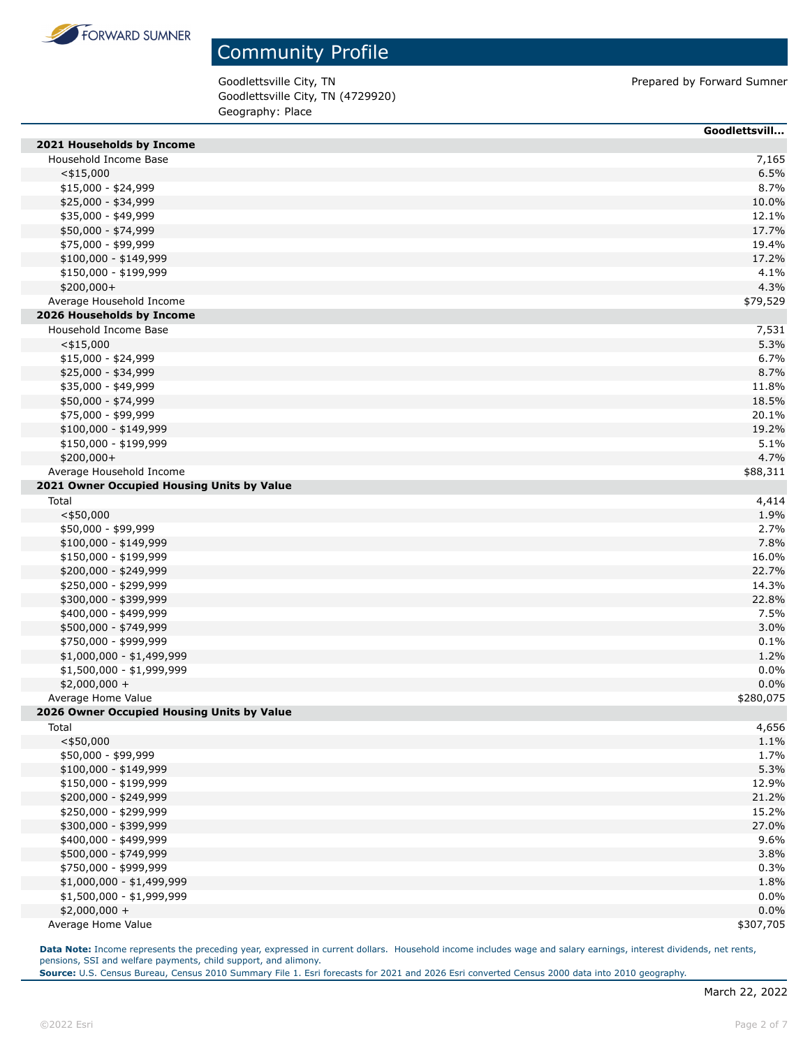# Community Profile

Goodlettsville City, TN
Goodlettsville City, TN (4729920)
Geography: Place

Prepared by Forward Sumner

| | Goodlettsvill... |
|---|---|
| **2021 Households by Income** | |
| Household Income Base | 7,165 |
| <$15,000 | 6.5% |
| $15,000 - $24,999 | 8.7% |
| $25,000 - $34,999 | 10.0% |
| $35,000 - $49,999 | 12.1% |
| $50,000 - $74,999 | 17.7% |
| $75,000 - $99,999 | 19.4% |
| $100,000 - $149,999 | 17.2% |
| $150,000 - $199,999 | 4.1% |
| $200,000+ | 4.3% |
| Average Household Income | $79,529 |
| **2026 Households by Income** | |
| Household Income Base | 7,531 |
| <$15,000 | 5.3% |
| $15,000 - $24,999 | 6.7% |
| $25,000 - $34,999 | 8.7% |
| $35,000 - $49,999 | 11.8% |
| $50,000 - $74,999 | 18.5% |
| $75,000 - $99,999 | 20.1% |
| $100,000 - $149,999 | 19.2% |
| $150,000 - $199,999 | 5.1% |
| $200,000+ | 4.7% |
| Average Household Income | $88,311 |
| **2021 Owner Occupied Housing Units by Value** | |
| Total | 4,414 |
| <$50,000 | 1.9% |
| $50,000 - $99,999 | 2.7% |
| $100,000 - $149,999 | 7.8% |
| $150,000 - $199,999 | 16.0% |
| $200,000 - $249,999 | 22.7% |
| $250,000 - $299,999 | 14.3% |
| $300,000 - $399,999 | 22.8% |
| $400,000 - $499,999 | 7.5% |
| $500,000 - $749,999 | 3.0% |
| $750,000 - $999,999 | 0.1% |
| $1,000,000 - $1,499,999 | 1.2% |
| $1,500,000 - $1,999,999 | 0.0% |
| $2,000,000 + | 0.0% |
| Average Home Value | $280,075 |
| **2026 Owner Occupied Housing Units by Value** | |
| Total | 4,656 |
| <$50,000 | 1.1% |
| $50,000 - $99,999 | 1.7% |
| $100,000 - $149,999 | 5.3% |
| $150,000 - $199,999 | 12.9% |
| $200,000 - $249,999 | 21.2% |
| $250,000 - $299,999 | 15.2% |
| $300,000 - $399,999 | 27.0% |
| $400,000 - $499,999 | 9.6% |
| $500,000 - $749,999 | 3.8% |
| $750,000 - $999,999 | 0.3% |
| $1,000,000 - $1,499,999 | 1.8% |
| $1,500,000 - $1,999,999 | 0.0% |
| $2,000,000 + | 0.0% |
| Average Home Value | $307,705 |

**Data Note:** Income represents the preceding year, expressed in current dollars. Household income includes wage and salary earnings, interest dividends, net rents, pensions, SSI and welfare payments, child support, and alimony.
**Source:** U.S. Census Bureau, Census 2010 Summary File 1. Esri forecasts for 2021 and 2026 Esri converted Census 2000 data into 2010 geography.

March 22, 2022

©2022 Esri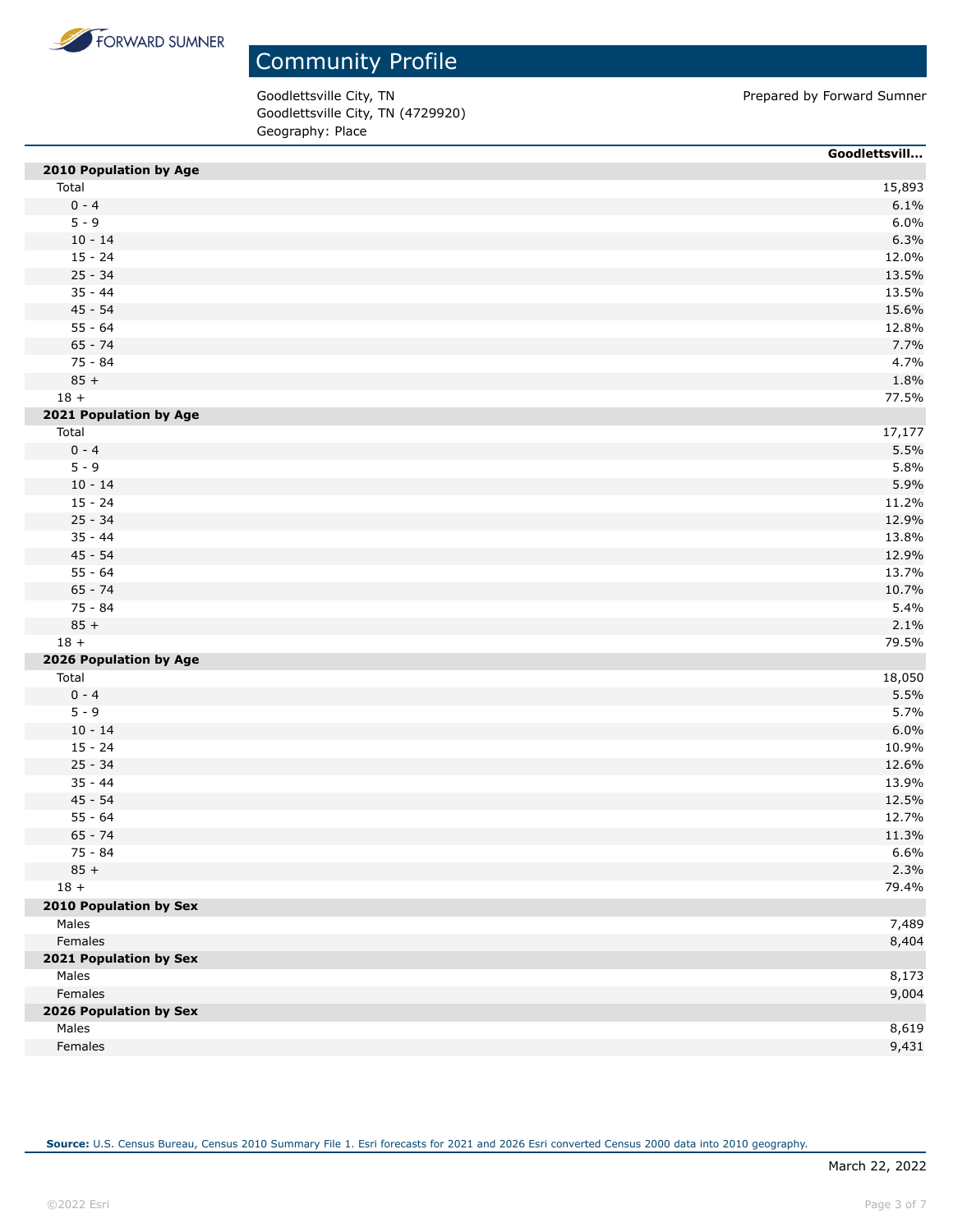# Community Profile

Goodlettsville City, TN
Goodlettsville City, TN (4729920)
Geography: Place

Prepared by Forward Sumner

| | Goodlettsvill... |
|---|---|
| **2010 Population by Age** | |
| Total | 15,893 |
| 0 - 4 | 6.1% |
| 5 - 9 | 6.0% |
| 10 - 14 | 6.3% |
| 15 - 24 | 12.0% |
| 25 - 34 | 13.5% |
| 35 - 44 | 13.5% |
| 45 - 54 | 15.6% |
| 55 - 64 | 12.8% |
| 65 - 74 | 7.7% |
| 75 - 84 | 4.7% |
| 85 + | 1.8% |
| 18 + | 77.5% |
| **2021 Population by Age** | |
| Total | 17,177 |
| 0 - 4 | 5.5% |
| 5 - 9 | 5.8% |
| 10 - 14 | 5.9% |
| 15 - 24 | 11.2% |
| 25 - 34 | 12.9% |
| 35 - 44 | 13.8% |
| 45 - 54 | 12.9% |
| 55 - 64 | 13.7% |
| 65 - 74 | 10.7% |
| 75 - 84 | 5.4% |
| 85 + | 2.1% |
| 18 + | 79.5% |
| **2026 Population by Age** | |
| Total | 18,050 |
| 0 - 4 | 5.5% |
| 5 - 9 | 5.7% |
| 10 - 14 | 6.0% |
| 15 - 24 | 10.9% |
| 25 - 34 | 12.6% |
| 35 - 44 | 13.9% |
| 45 - 54 | 12.5% |
| 55 - 64 | 12.7% |
| 65 - 74 | 11.3% |
| 75 - 84 | 6.6% |
| 85 + | 2.3% |
| 18 + | 79.4% |
| **2010 Population by Sex** | |
| Males | 7,489 |
| Females | 8,404 |
| **2021 Population by Sex** | |
| Males | 8,173 |
| Females | 9,004 |
| **2026 Population by Sex** | |
| Males | 8,619 |
| Females | 9,431 |

**Source:** U.S. Census Bureau, Census 2010 Summary File 1. Esri forecasts for 2021 and 2026 Esri converted Census 2000 data into 2010 geography.

March 22, 2022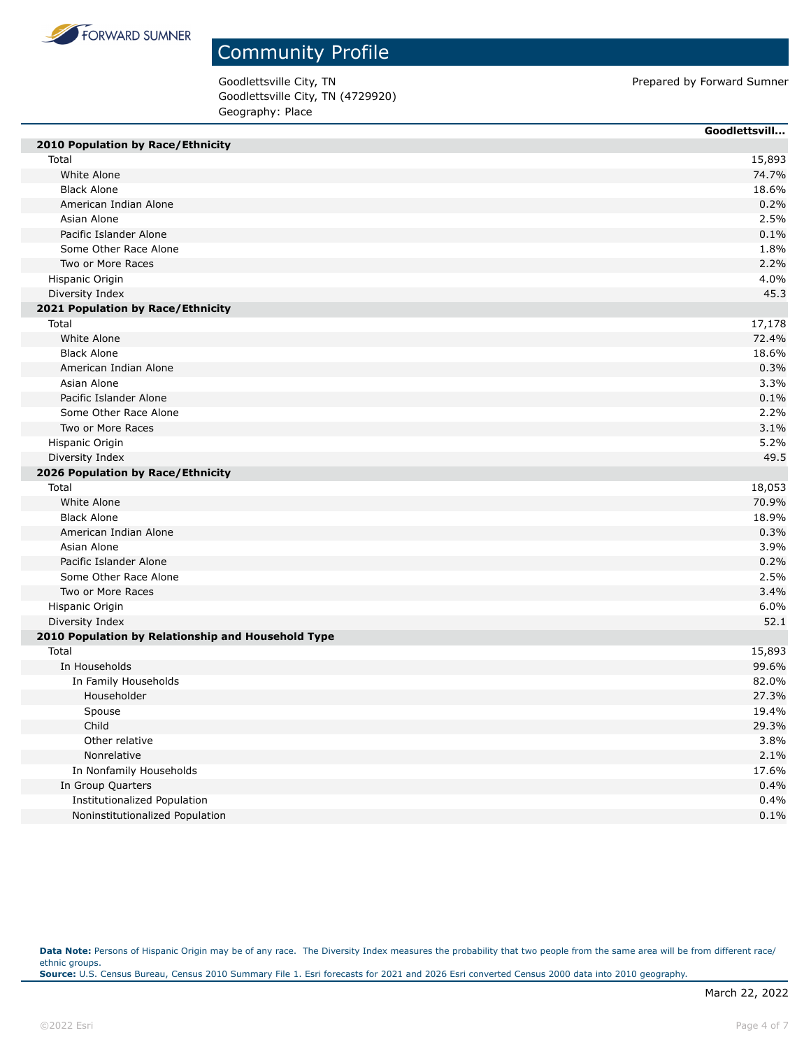# Community Profile

Goodlettsville City, TN
Goodlettsville City, TN (4729920)
Geography: Place

Prepared by Forward Sumner

| | Goodlettsvill... |
|---|---|
| **2010 Population by Race/Ethnicity** | |
| Total | 15,893 |
| White Alone | 74.7% |
| Black Alone | 18.6% |
| American Indian Alone | 0.2% |
| Asian Alone | 2.5% |
| Pacific Islander Alone | 0.1% |
| Some Other Race Alone | 1.8% |
| Two or More Races | 2.2% |
| Hispanic Origin | 4.0% |
| Diversity Index | 45.3 |
| **2021 Population by Race/Ethnicity** | |
| Total | 17,178 |
| White Alone | 72.4% |
| Black Alone | 18.6% |
| American Indian Alone | 0.3% |
| Asian Alone | 3.3% |
| Pacific Islander Alone | 0.1% |
| Some Other Race Alone | 2.2% |
| Two or More Races | 3.1% |
| Hispanic Origin | 5.2% |
| Diversity Index | 49.5 |
| **2026 Population by Race/Ethnicity** | |
| Total | 18,053 |
| White Alone | 70.9% |
| Black Alone | 18.9% |
| American Indian Alone | 0.3% |
| Asian Alone | 3.9% |
| Pacific Islander Alone | 0.2% |
| Some Other Race Alone | 2.5% |
| Two or More Races | 3.4% |
| Hispanic Origin | 6.0% |
| Diversity Index | 52.1 |
| **2010 Population by Relationship and Household Type** | |
| Total | 15,893 |
| In Households | 99.6% |
| In Family Households | 82.0% |
| Householder | 27.3% |
| Spouse | 19.4% |
| Child | 29.3% |
| Other relative | 3.8% |
| Nonrelative | 2.1% |
| In Nonfamily Households | 17.6% |
| In Group Quarters | 0.4% |
| Institutionalized Population | 0.4% |
| Noninstitutionalized Population | 0.1% |

**Data Note:** Persons of Hispanic Origin may be of any race. The Diversity Index measures the probability that two people from the same area will be from different race/ethnic groups.
**Source:** U.S. Census Bureau, Census 2010 Summary File 1. Esri forecasts for 2021 and 2026 Esri converted Census 2000 data into 2010 geography.

March 22, 2022

©2022 Esri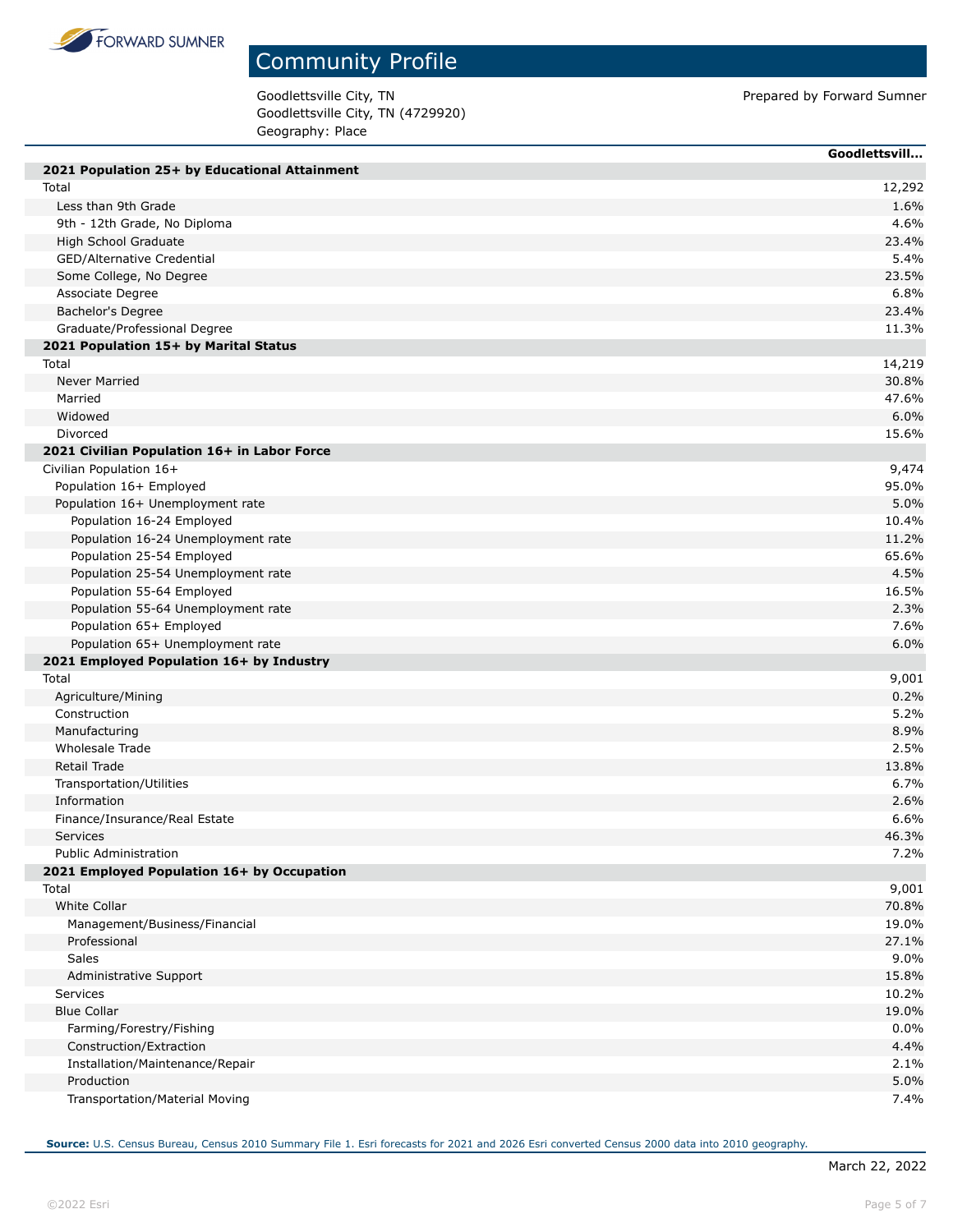# Community Profile

Goodlettsville City, TN
Goodlettsville City, TN (4729920)
Geography: Place

Prepared by Forward Sumner

| | Goodlettsvill... |
|---|---|
| **2021 Population 25+ by Educational Attainment** | |
| Total | 12,292 |
| Less than 9th Grade | 1.6% |
| 9th - 12th Grade, No Diploma | 4.6% |
| High School Graduate | 23.4% |
| GED/Alternative Credential | 5.4% |
| Some College, No Degree | 23.5% |
| Associate Degree | 6.8% |
| Bachelor's Degree | 23.4% |
| Graduate/Professional Degree | 11.3% |
| **2021 Population 15+ by Marital Status** | |
| Total | 14,219 |
| Never Married | 30.8% |
| Married | 47.6% |
| Widowed | 6.0% |
| Divorced | 15.6% |
| **2021 Civilian Population 16+ in Labor Force** | |
| Civilian Population 16+ | 9,474 |
| Population 16+ Employed | 95.0% |
| Population 16+ Unemployment rate | 5.0% |
| Population 16-24 Employed | 10.4% |
| Population 16-24 Unemployment rate | 11.2% |
| Population 25-54 Employed | 65.6% |
| Population 25-54 Unemployment rate | 4.5% |
| Population 55-64 Employed | 16.5% |
| Population 55-64 Unemployment rate | 2.3% |
| Population 65+ Employed | 7.6% |
| Population 65+ Unemployment rate | 6.0% |
| **2021 Employed Population 16+ by Industry** | |
| Total | 9,001 |
| Agriculture/Mining | 0.2% |
| Construction | 5.2% |
| Manufacturing | 8.9% |
| Wholesale Trade | 2.5% |
| Retail Trade | 13.8% |
| Transportation/Utilities | 6.7% |
| Information | 2.6% |
| Finance/Insurance/Real Estate | 6.6% |
| Services | 46.3% |
| Public Administration | 7.2% |
| **2021 Employed Population 16+ by Occupation** | |
| Total | 9,001 |
| White Collar | 70.8% |
| Management/Business/Financial | 19.0% |
| Professional | 27.1% |
| Sales | 9.0% |
| Administrative Support | 15.8% |
| Services | 10.2% |
| Blue Collar | 19.0% |
| Farming/Forestry/Fishing | 0.0% |
| Construction/Extraction | 4.4% |
| Installation/Maintenance/Repair | 2.1% |
| Production | 5.0% |
| Transportation/Material Moving | 7.4% |

**Source:** U.S. Census Bureau, Census 2010 Summary File 1. Esri forecasts for 2021 and 2026 Esri converted Census 2000 data into 2010 geography.

March 22, 2022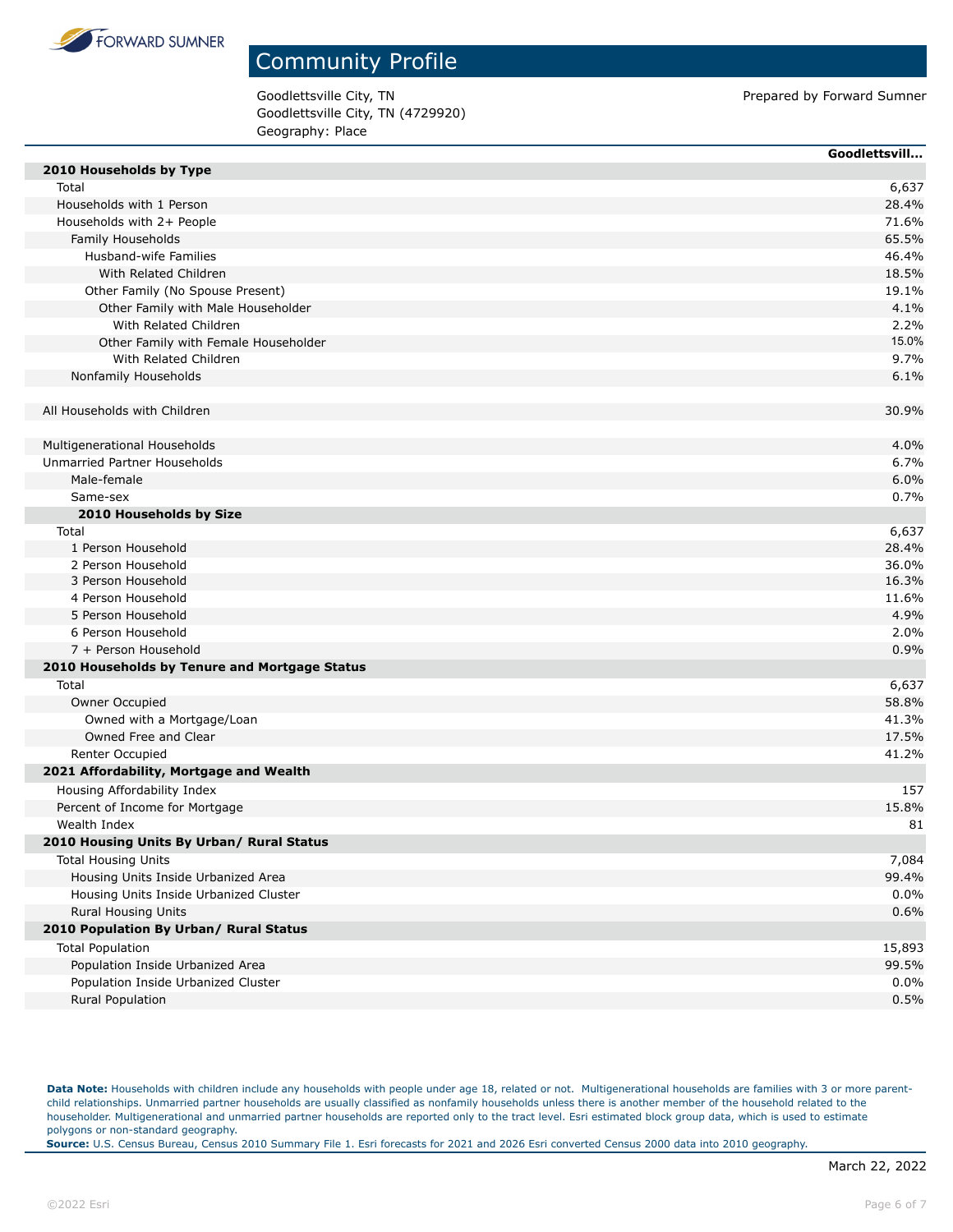# Community Profile

Goodlettsville City, TN
Goodlettsville City, TN (4729920)
Geography: Place

Prepared by Forward Sumner

| | Goodlettsvill... |
|---|---|
| **2010 Households by Type** | |
| Total | 6,637 |
| Households with 1 Person | 28.4% |
| Households with 2+ People | 71.6% |
| Family Households | 65.5% |
| Husband-wife Families | 46.4% |
| With Related Children | 18.5% |
| Other Family (No Spouse Present) | 19.1% |
| Other Family with Male Householder | 4.1% |
| With Related Children | 2.2% |
| Other Family with Female Householder | 15.0% |
| With Related Children | 9.7% |
| Nonfamily Households | 6.1% |
| | |
| All Households with Children | 30.9% |
| | |
| Multigenerational Households | 4.0% |
| Unmarried Partner Households | 6.7% |
| Male-female | 6.0% |
| Same-sex | 0.7% |
| **2010 Households by Size** | |
| Total | 6,637 |
| 1 Person Household | 28.4% |
| 2 Person Household | 36.0% |
| 3 Person Household | 16.3% |
| 4 Person Household | 11.6% |
| 5 Person Household | 4.9% |
| 6 Person Household | 2.0% |
| 7 + Person Household | 0.9% |
| **2010 Households by Tenure and Mortgage Status** | |
| Total | 6,637 |
| Owner Occupied | 58.8% |
| Owned with a Mortgage/Loan | 41.3% |
| Owned Free and Clear | 17.5% |
| Renter Occupied | 41.2% |
| **2021 Affordability, Mortgage and Wealth** | |
| Housing Affordability Index | 157 |
| Percent of Income for Mortgage | 15.8% |
| Wealth Index | 81 |
| **2010 Housing Units By Urban/ Rural Status** | |
| Total Housing Units | 7,084 |
| Housing Units Inside Urbanized Area | 99.4% |
| Housing Units Inside Urbanized Cluster | 0.0% |
| Rural Housing Units | 0.6% |
| **2010 Population By Urban/ Rural Status** | |
| Total Population | 15,893 |
| Population Inside Urbanized Area | 99.5% |
| Population Inside Urbanized Cluster | 0.0% |
| Rural Population | 0.5% |

**Data Note:** Households with children include any households with people under age 18, related or not. Multigenerational households are families with 3 or more parent-child relationships. Unmarried partner households are usually classified as nonfamily households unless there is another member of the household related to the householder. Multigenerational and unmarried partner households are reported only to the tract level. Esri estimated block group data, which is used to estimate polygons or non-standard geography.
**Source:** U.S. Census Bureau, Census 2010 Summary File 1. Esri forecasts for 2021 and 2026 Esri converted Census 2000 data into 2010 geography.

March 22, 2022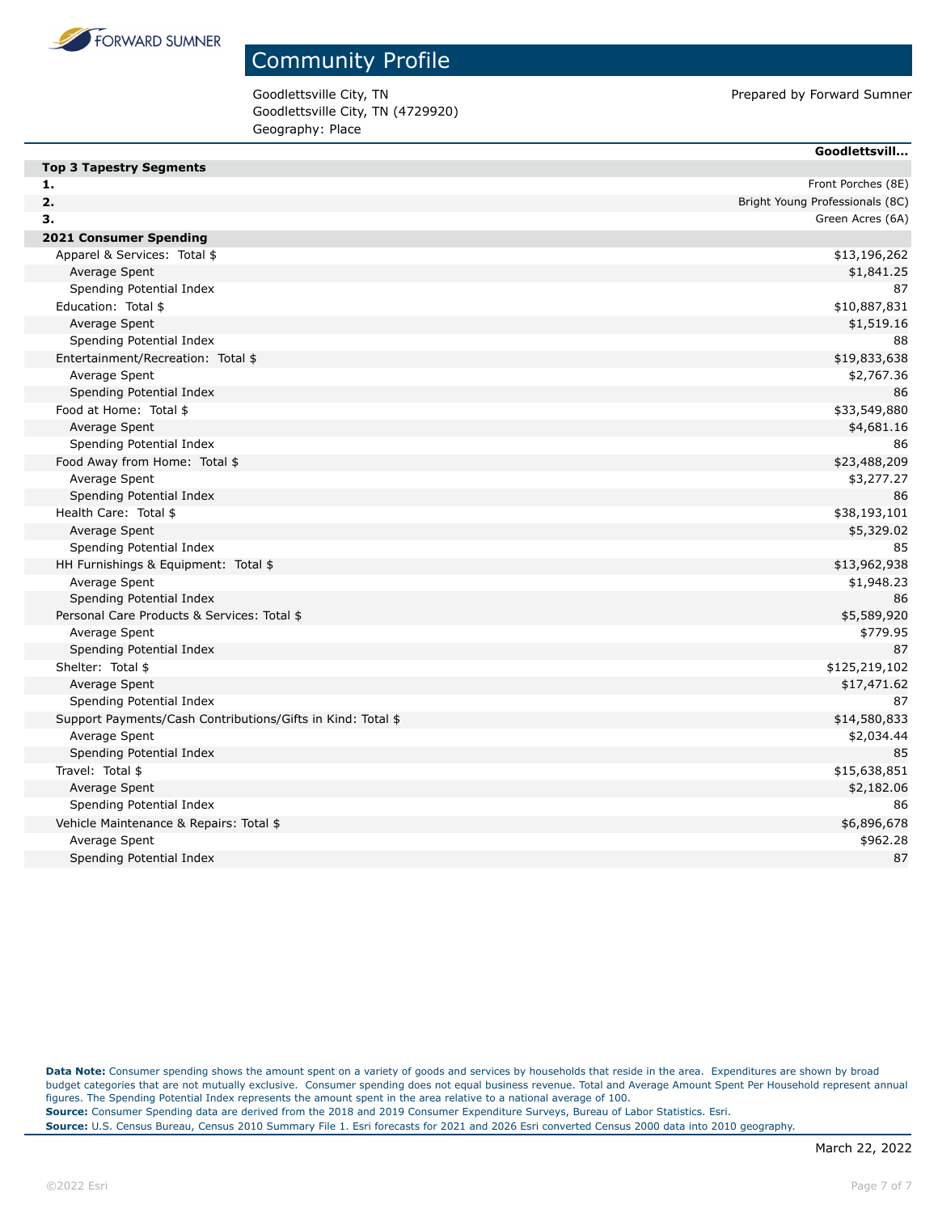# Community Profile

Goodlettsville City, TN
Goodlettsville City, TN (4729920)
Geography: Place

Prepared by Forward Sumner

| | Goodlettsvill... |
|---|---|
| **Top 3 Tapestry Segments** | |
| **1.** | Front Porches (8E) |
| **2.** | Bright Young Professionals (8C) |
| **3.** | Green Acres (6A) |
| **2021 Consumer Spending** | |
| Apparel & Services: Total $ | $13,196,262 |
| Average Spent | $1,841.25 |
| Spending Potential Index | 87 |
| Education: Total $ | $10,887,831 |
| Average Spent | $1,519.16 |
| Spending Potential Index | 88 |
| Entertainment/Recreation: Total $ | $19,833,638 |
| Average Spent | $2,767.36 |
| Spending Potential Index | 86 |
| Food at Home: Total $ | $33,549,880 |
| Average Spent | $4,681.16 |
| Spending Potential Index | 86 |
| Food Away from Home: Total $ | $23,488,209 |
| Average Spent | $3,277.27 |
| Spending Potential Index | 86 |
| Health Care: Total $ | $38,193,101 |
| Average Spent | $5,329.02 |
| Spending Potential Index | 85 |
| HH Furnishings & Equipment: Total $ | $13,962,938 |
| Average Spent | $1,948.23 |
| Spending Potential Index | 86 |
| Personal Care Products & Services: Total $ | $5,589,920 |
| Average Spent | $779.95 |
| Spending Potential Index | 87 |
| Shelter: Total $ | $125,219,102 |
| Average Spent | $17,471.62 |
| Spending Potential Index | 87 |
| Support Payments/Cash Contributions/Gifts in Kind: Total $ | $14,580,833 |
| Average Spent | $2,034.44 |
| Spending Potential Index | 85 |
| Travel: Total $ | $15,638,851 |
| Average Spent | $2,182.06 |
| Spending Potential Index | 86 |
| Vehicle Maintenance & Repairs: Total $ | $6,896,678 |
| Average Spent | $962.28 |
| Spending Potential Index | 87 |

**Data Note:** Consumer spending shows the amount spent on a variety of goods and services by households that reside in the area. Expenditures are shown by broad budget categories that are not mutually exclusive. Consumer spending does not equal business revenue. Total and Average Amount Spent Per Household represent annual figures. The Spending Potential Index represents the amount spent in the area relative to a national average of 100.
**Source:** Consumer Spending data are derived from the 2018 and 2019 Consumer Expenditure Surveys, Bureau of Labor Statistics. Esri.
**Source:** U.S. Census Bureau, Census 2010 Summary File 1. Esri forecasts for 2021 and 2026 Esri converted Census 2000 data into 2010 geography.

March 22, 2022

©2022 Esri